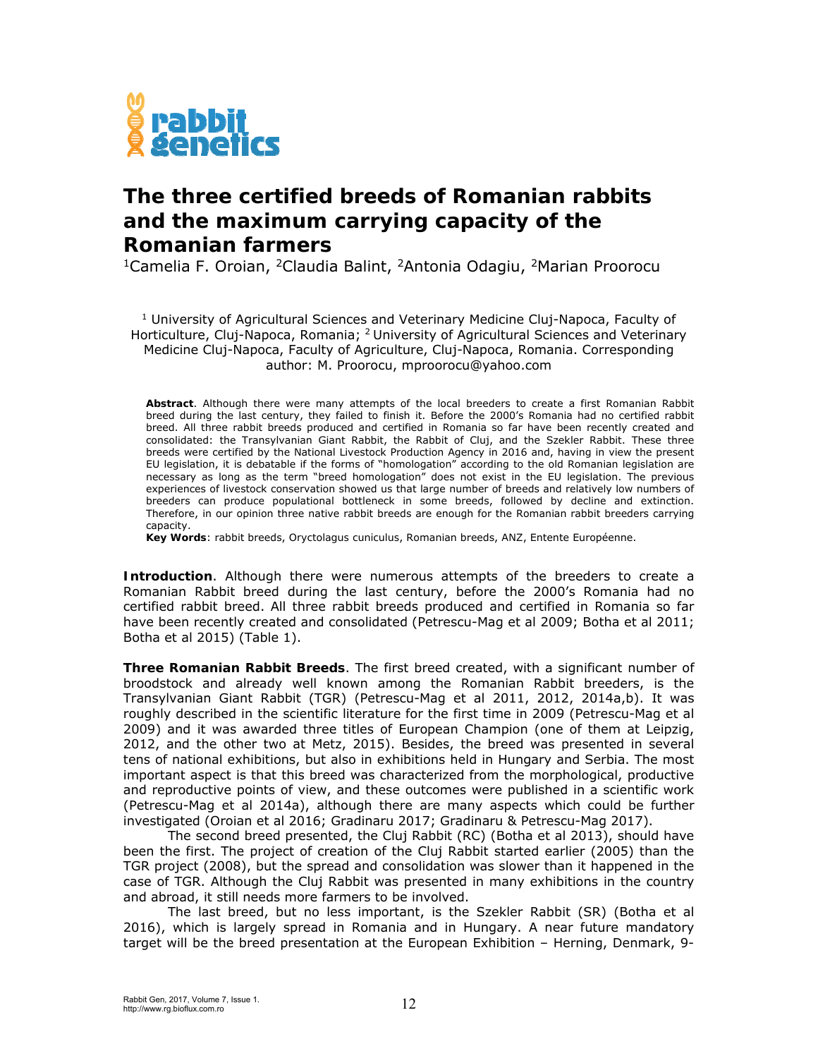# The three certified breeds of Romanian rabbits and the maximum carrying capacity of the Romanian farmers

[1]Camelia F. Oroian, [2]Claudia Balint, [2]Antonia Odagiu, [2]Marian Proorocu

[1] University of Agricultural Sciences and Veterinary Medicine Cluj-Napoca, Faculty of Horticulture, Cluj-Napoca, Romania; [2] University of Agricultural Sciences and Veterinary Medicine Cluj-Napoca, Faculty of Agriculture, Cluj-Napoca, Romania. Corresponding author: M. Proorocu, mproorocu@yahoo.com

**Abstract**. Although there were many attempts of the local breeders to create a first Romanian Rabbit breed during the last century, they failed to finish it. Before the 2000's Romania had no certified rabbit breed. All three rabbit breeds produced and certified in Romania so far have been recently created and consolidated: the Transylvanian Giant Rabbit, the Rabbit of Cluj, and the Szekler Rabbit. These three breeds were certified by the National Livestock Production Agency in 2016 and, having in view the present EU legislation, it is debatable if the forms of "homologation" according to the old Romanian legislation are necessary as long as the term "breed homologation" does not exist in the EU legislation. The previous experiences of livestock conservation showed us that large number of breeds and relatively low numbers of breeders can produce populational bottleneck in some breeds, followed by decline and extinction. Therefore, in our opinion three native rabbit breeds are enough for the Romanian rabbit breeders carrying capacity.

**Key Words**: rabbit breeds, Oryctolagus cuniculus, Romanian breeds, ANZ, Entente Européenne.

**Introduction**. Although there were numerous attempts of the breeders to create a Romanian Rabbit breed during the last century, before the 2000's Romania had no certified rabbit breed. All three rabbit breeds produced and certified in Romania so far have been recently created and consolidated (Petrescu-Mag et al 2009; Botha et al 2011; Botha et al 2015) (Table 1).

**Three Romanian Rabbit Breeds**. The first breed created, with a significant number of broodstock and already well known among the Romanian Rabbit breeders, is the Transylvanian Giant Rabbit (TGR) (Petrescu-Mag et al 2011, 2012, 2014a,b). It was roughly described in the scientific literature for the first time in 2009 (Petrescu-Mag et al 2009) and it was awarded three titles of European Champion (one of them at Leipzig, 2012, and the other two at Metz, 2015). Besides, the breed was presented in several tens of national exhibitions, but also in exhibitions held in Hungary and Serbia. The most important aspect is that this breed was characterized from the morphological, productive and reproductive points of view, and these outcomes were published in a scientific work (Petrescu-Mag et al 2014a), although there are many aspects which could be further investigated (Oroian et al 2016; Gradinaru 2017; Gradinaru & Petrescu-Mag 2017).

The second breed presented, the Cluj Rabbit (RC) (Botha et al 2013), should have been the first. The project of creation of the Cluj Rabbit started earlier (2005) than the TGR project (2008), but the spread and consolidation was slower than it happened in the case of TGR. Although the Cluj Rabbit was presented in many exhibitions in the country and abroad, it still needs more farmers to be involved.

The last breed, but no less important, is the Szekler Rabbit (SR) (Botha et al 2016), which is largely spread in Romania and in Hungary. A near future mandatory target will be the breed presentation at the European Exhibition – Herning, Denmark, 9-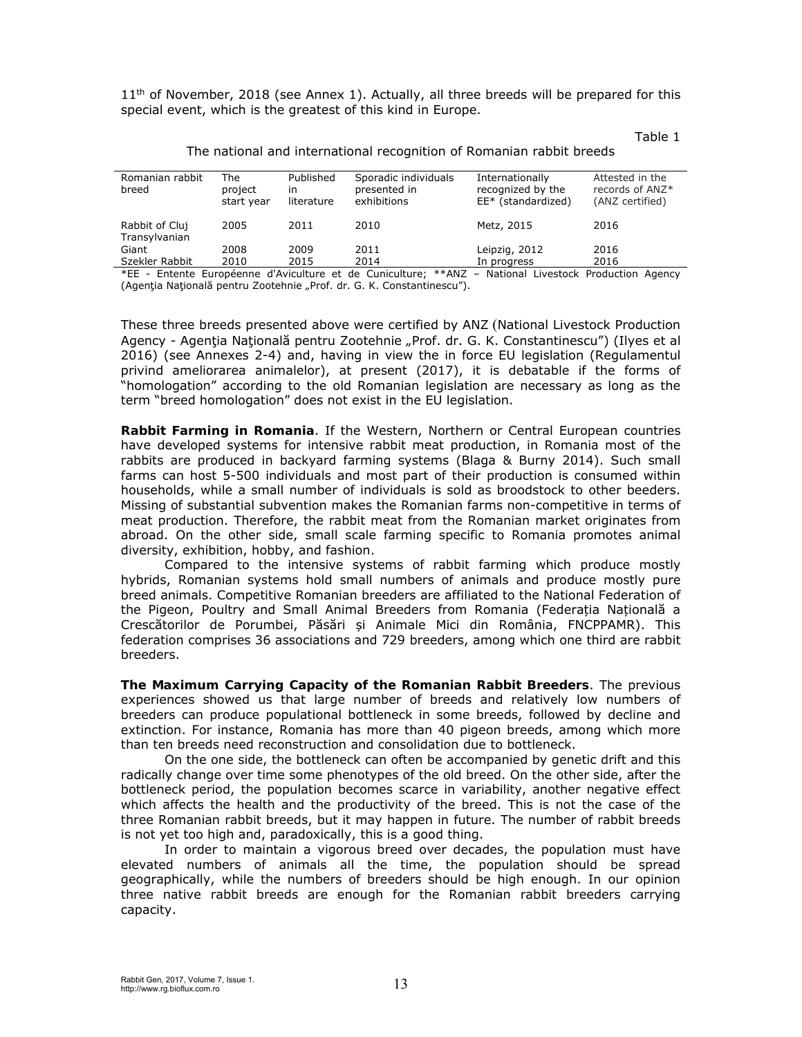11th of November, 2018 (see Annex 1). Actually, all three breeds will be prepared for this special event, which is the greatest of this kind in Europe.

Table 1

The national and international recognition of Romanian rabbit breeds

| Romanian rabbit breed | The project start year | Published in literature | Sporadic individuals presented in exhibitions | Internationally recognized by the EE* (standardized) | Attested in the records of ANZ* (ANZ certified) |
|---|---|---|---|---|---|
| Rabbit of Cluj | 2005 | 2011 | 2010 | Metz, 2015 | 2016 |
| Transylvanian Giant | 2008 | 2009 | 2011 | Leipzig, 2012 | 2016 |
| Szekler Rabbit | 2010 | 2015 | 2014 | In progress | 2016 |

*EE - Entente Européenne d'Aviculture et de Cuniculture; **ANZ – National Livestock Production Agency (Agenţia Naţională pentru Zootehnie „Prof. dr. G. K. Constantinescu").

These three breeds presented above were certified by ANZ (National Livestock Production Agency - Agenţia Naţională pentru Zootehnie „Prof. dr. G. K. Constantinescu") (Ilyes et al 2016) (see Annexes 2-4) and, having in view the in force EU legislation (Regulamentul privind ameliorarea animalelor), at present (2017), it is debatable if the forms of "homologation" according to the old Romanian legislation are necessary as long as the term "breed homologation" does not exist in the EU legislation.

**Rabbit Farming in Romania**. If the Western, Northern or Central European countries have developed systems for intensive rabbit meat production, in Romania most of the rabbits are produced in backyard farming systems (Blaga & Burny 2014). Such small farms can host 5-500 individuals and most part of their production is consumed within households, while a small number of individuals is sold as broodstock to other beeders. Missing of substantial subvention makes the Romanian farms non-competitive in terms of meat production. Therefore, the rabbit meat from the Romanian market originates from abroad. On the other side, small scale farming specific to Romania promotes animal diversity, exhibition, hobby, and fashion.

Compared to the intensive systems of rabbit farming which produce mostly hybrids, Romanian systems hold small numbers of animals and produce mostly pure breed animals. Competitive Romanian breeders are affiliated to the National Federation of the Pigeon, Poultry and Small Animal Breeders from Romania (Federația Națională a Crescătorilor de Porumbei, Păsări și Animale Mici din România, FNCPPAMR). This federation comprises 36 associations and 729 breeders, among which one third are rabbit breeders.

**The Maximum Carrying Capacity of the Romanian Rabbit Breeders**. The previous experiences showed us that large number of breeds and relatively low numbers of breeders can produce populational bottleneck in some breeds, followed by decline and extinction. For instance, Romania has more than 40 pigeon breeds, among which more than ten breeds need reconstruction and consolidation due to bottleneck.

On the one side, the bottleneck can often be accompanied by genetic drift and this radically change over time some phenotypes of the old breed. On the other side, after the bottleneck period, the population becomes scarce in variability, another negative effect which affects the health and the productivity of the breed. This is not the case of the three Romanian rabbit breeds, but it may happen in future. The number of rabbit breeds is not yet too high and, paradoxically, this is a good thing.

In order to maintain a vigorous breed over decades, the population must have elevated numbers of animals all the time, the population should be spread geographically, while the numbers of breeders should be high enough. In our opinion three native rabbit breeds are enough for the Romanian rabbit breeders carrying capacity.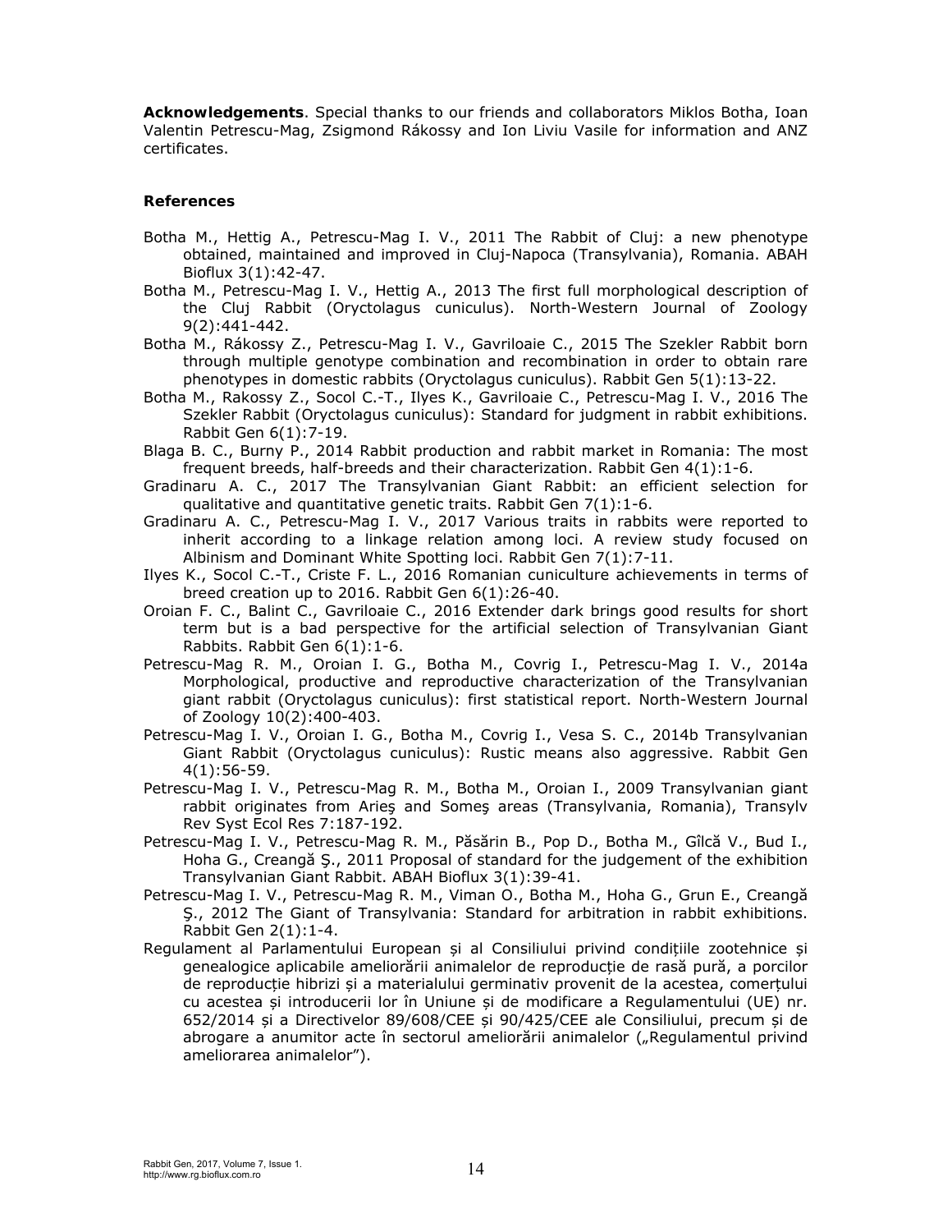**Acknowledgements**. Special thanks to our friends and collaborators Miklos Botha, Ioan Valentin Petrescu-Mag, Zsigmond Rákossy and Ion Liviu Vasile for information and ANZ certificates.

**References**

Botha M., Hettig A., Petrescu-Mag I. V., 2011 The Rabbit of Cluj: a new phenotype obtained, maintained and improved in Cluj-Napoca (Transylvania), Romania. ABAH Bioflux 3(1):42-47.

Botha M., Petrescu-Mag I. V., Hettig A., 2013 The first full morphological description of the Cluj Rabbit (Oryctolagus cuniculus). North-Western Journal of Zoology 9(2):441-442.

Botha M., Rákossy Z., Petrescu-Mag I. V., Gavriloaie C., 2015 The Szekler Rabbit born through multiple genotype combination and recombination in order to obtain rare phenotypes in domestic rabbits (Oryctolagus cuniculus). Rabbit Gen 5(1):13-22.

Botha M., Rakossy Z., Socol C.-T., Ilyes K., Gavriloaie C., Petrescu-Mag I. V., 2016 The Szekler Rabbit (Oryctolagus cuniculus): Standard for judgment in rabbit exhibitions. Rabbit Gen 6(1):7-19.

Blaga B. C., Burny P., 2014 Rabbit production and rabbit market in Romania: The most frequent breeds, half-breeds and their characterization. Rabbit Gen 4(1):1-6.

Gradinaru A. C., 2017 The Transylvanian Giant Rabbit: an efficient selection for qualitative and quantitative genetic traits. Rabbit Gen 7(1):1-6.

Gradinaru A. C., Petrescu-Mag I. V., 2017 Various traits in rabbits were reported to inherit according to a linkage relation among loci. A review study focused on Albinism and Dominant White Spotting loci. Rabbit Gen 7(1):7-11.

Ilyes K., Socol C.-T., Criste F. L., 2016 Romanian cuniculture achievements in terms of breed creation up to 2016. Rabbit Gen 6(1):26-40.

Oroian F. C., Balint C., Gavriloaie C., 2016 Extender dark brings good results for short term but is a bad perspective for the artificial selection of Transylvanian Giant Rabbits. Rabbit Gen 6(1):1-6.

Petrescu-Mag R. M., Oroian I. G., Botha M., Covrig I., Petrescu-Mag I. V., 2014a Morphological, productive and reproductive characterization of the Transylvanian giant rabbit (Oryctolagus cuniculus): first statistical report. North-Western Journal of Zoology 10(2):400-403.

Petrescu-Mag I. V., Oroian I. G., Botha M., Covrig I., Vesa S. C., 2014b Transylvanian Giant Rabbit (Oryctolagus cuniculus): Rustic means also aggressive. Rabbit Gen 4(1):56-59.

Petrescu-Mag I. V., Petrescu-Mag R. M., Botha M., Oroian I., 2009 Transylvanian giant rabbit originates from Arieş and Someş areas (Transylvania, Romania), Transylv Rev Syst Ecol Res 7:187-192.

Petrescu-Mag I. V., Petrescu-Mag R. M., Păsărin B., Pop D., Botha M., Gîlcă V., Bud I., Hoha G., Creangă Ş., 2011 Proposal of standard for the judgement of the exhibition Transylvanian Giant Rabbit. ABAH Bioflux 3(1):39-41.

Petrescu-Mag I. V., Petrescu-Mag R. M., Viman O., Botha M., Hoha G., Grun E., Creangă Ş., 2012 The Giant of Transylvania: Standard for arbitration in rabbit exhibitions. Rabbit Gen 2(1):1-4.

Regulament al Parlamentului European și al Consiliului privind condițiile zootehnice și genealogice aplicabile ameliorării animalelor de reproducție de rasă pură, a porcilor de reproducție hibrizi și a materialului germinativ provenit de la acestea, comerțului cu acestea și introducerii lor în Uniune și de modificare a Regulamentului (UE) nr. 652/2014 și a Directivelor 89/608/CEE și 90/425/CEE ale Consiliului, precum și de abrogare a anumitor acte în sectorul ameliorării animalelor („Regulamentul privind ameliorarea animalelor").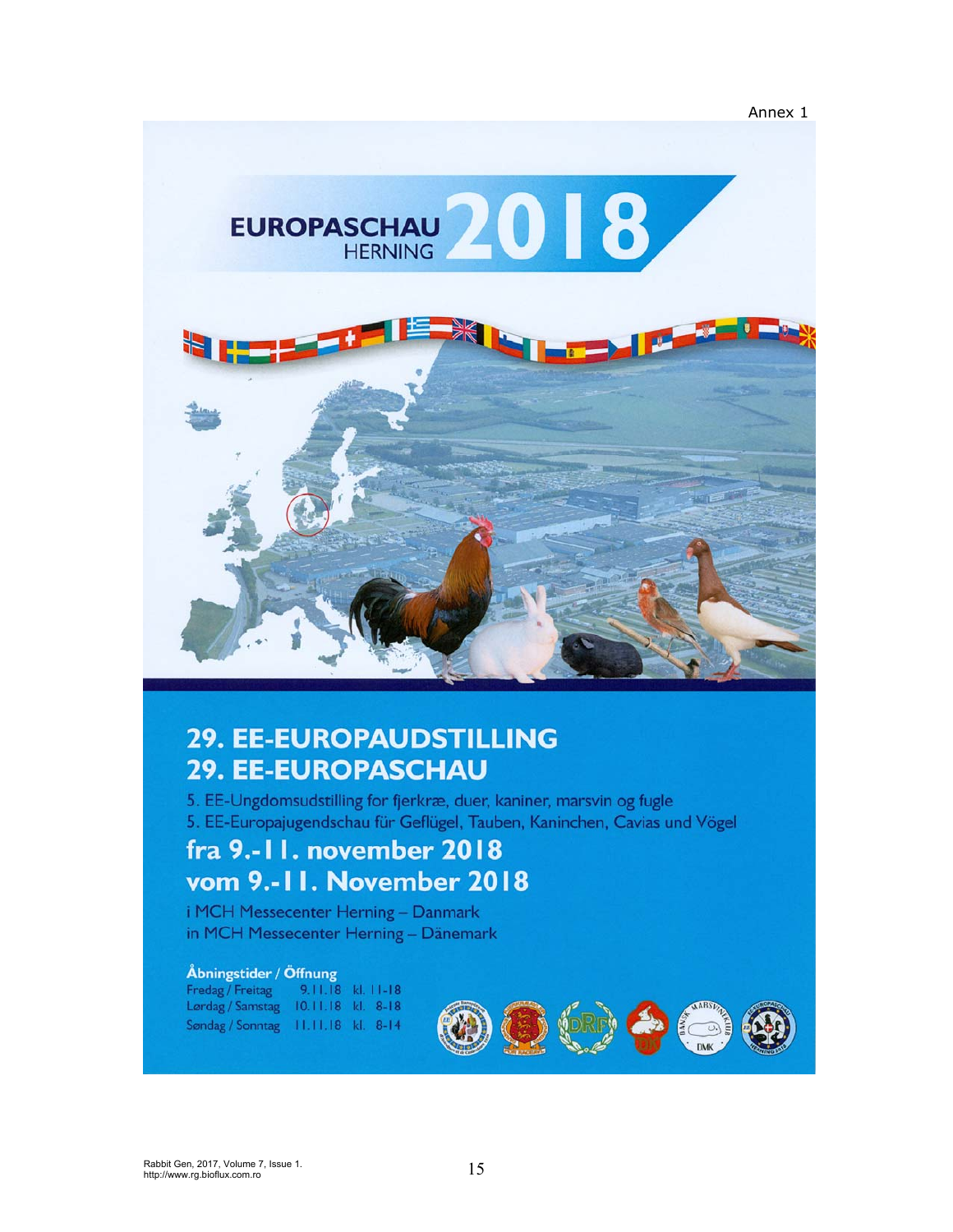Annex 1

EUROPASCHAU HERNING 2018

# 29. EE-EUROPAUDSTILLING
# 29. EE-EUROPASCHAU

5. EE-Ungdomsudstilling for fjerkræ, duer, kaniner, marsvin og fugle
5. EE-Europajugendschau für Geflügel, Tauben, Kaninchen, Cavias und Vögel

## fra 9.-11. november 2018
## vom 9.-11. November 2018

i MCH Messecenter Herning – Danmark
in MCH Messecenter Herning – Dänemark

**Åbningstider / Öffnung**

| | | |
|---|---|---|
| Fredag / Freitag | 9.11.18 | kl. 11-18 |
| Lørdag / Samstag | 10.11.18 | kl. 8-18 |
| Søndag / Sonntag | 11.11.18 | kl. 8-14 |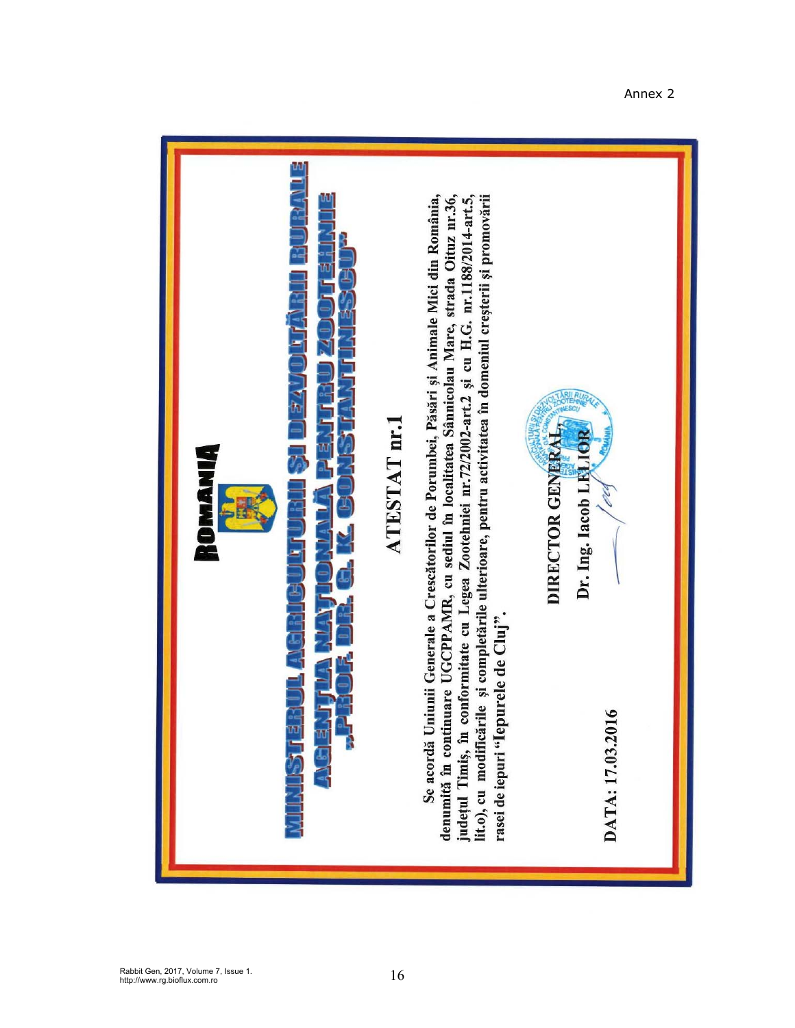Annex 2

ROMANIA

MINISTERUL AGRICULTURII ŞI DEZVOLTĂRII RURALE
AGENŢIA NAŢIONALĂ PENTRU ZOOTEHNIE
„PROF. DR. G. K. CONSTANTINESCU"

# ATESTAT nr.1

Se acordă Uniunii Generale a Crescătorilor de Porumbei, Păsări şi Animale Mici din România, denumită în continuare UGCPPAMR, cu sediul în localitatea Sânnicolau Mare, strada Oituz nr.36, judeţul Timiş, în conformitate cu Legea Zootehniei nr.72/2002-art.2 şi cu H.G. nr.1188/2014-art.5, lit.o), cu modificările şi completările ulterioare, pentru activitatea în domeniul creşterii şi promovării rasei de iepuri "Iepurele de Cluj".

DATA: 17.03.2016

DIRECTOR GENERAL,
Dr. Ing. Iacob LELIOR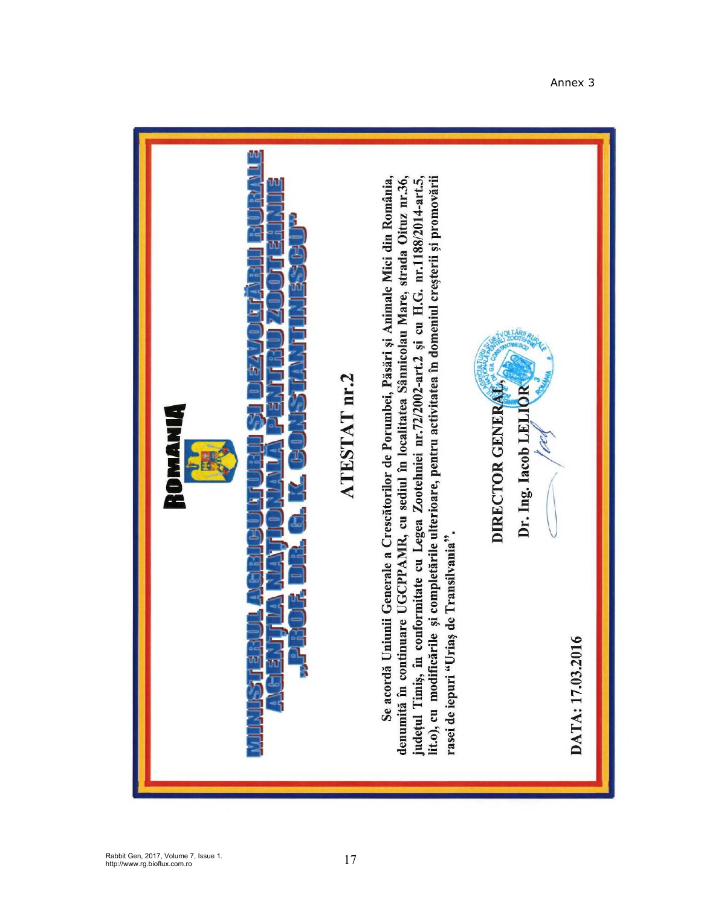Annex 3

# ROMANIA

## MINISTERUL AGRICULTURII ȘI DEZVOLTĂRII RURALE
## AGENȚIA NAȚIONALĂ PENTRU ZOOTEHNIE
## „PROF. DR. G. K. CONSTANTINESCU"

### ATESTAT nr.2

**Se acordă Uniunii Generale a Crescătorilor de Porumbei, Păsări și Animale Mici din România, denumită în continuare UGCPPAMR, cu sediul în localitatea Sânnicolau Mare, strada Oituz nr.36, județul Timiș, în conformitate cu Legea Zootehniei nr.72/2002-art.2 și cu H.G. nr.1188/2014-art.5, lit.o), cu modificările și completările ulterioare, pentru activitatea în domeniul creșterii și promovării rasei de iepuri "Uriaș de Transilvania".**

**DATA: 17.03.2016**

**DIRECTOR GENERAL,**

**Dr. Ing. Iacob LELIOR**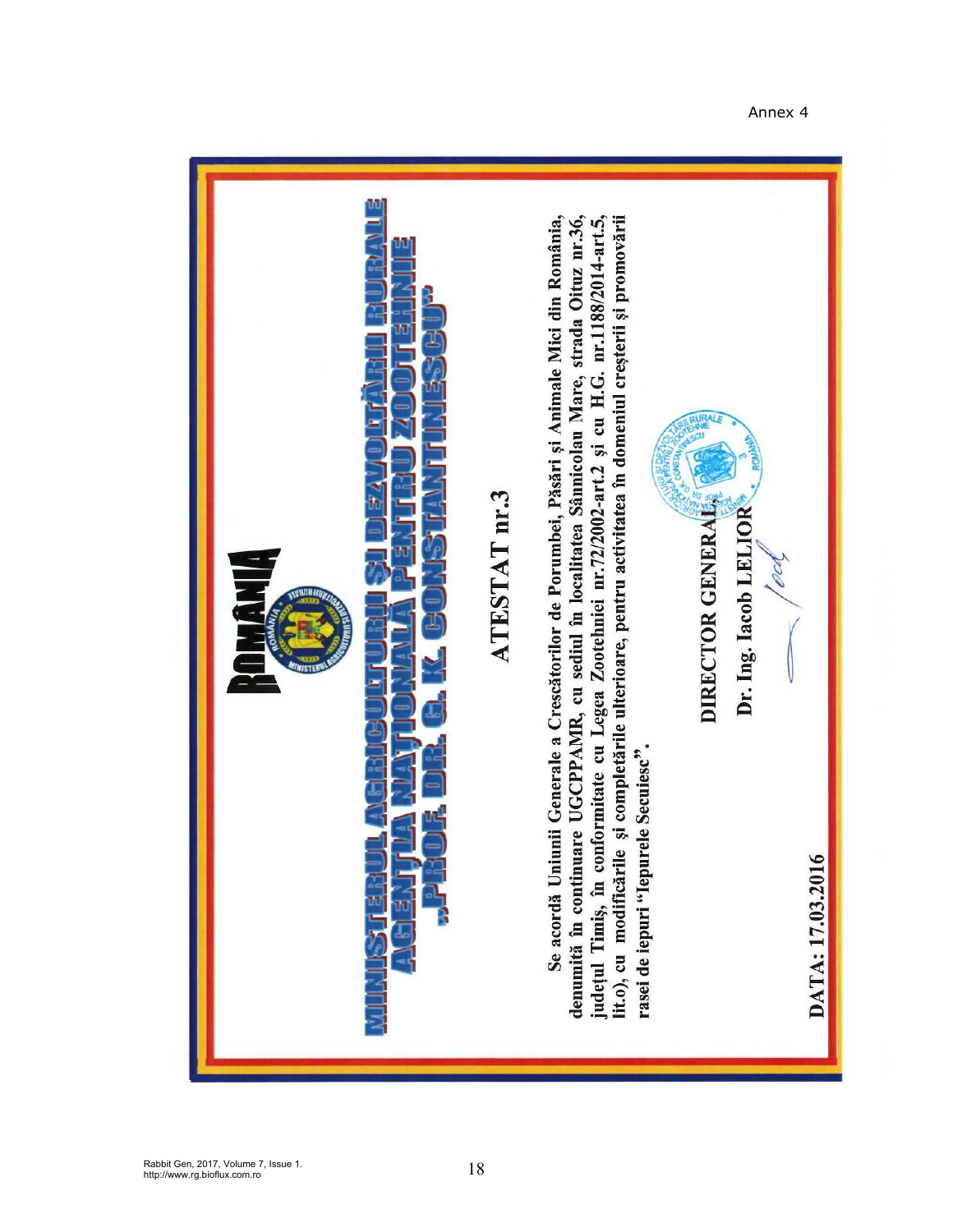Annex 4

ROMÂNIA

# MINISTERUL AGRICULTURII ȘI DEZVOLTĂRII RURALE
# AGENȚIA NAȚIONALĂ PENTRU ZOOTEHNIE
# „PROF. DR. G. K. CONSTANTINESCU"

## ATESTAT nr.3

**Se acordă Uniunii Generale a Crescătorilor de Porumbei, Păsări și Animale Mici din România, denumită în continuare UGCPPAMR, cu sediul în localitatea Sânnicolau Mare, strada Oituz nr.36, județul Timiș, în conformitate cu Legea Zootehniei nr.72/2002-art.2 și cu H.G. nr.1188/2014-art.5, lit.o), cu modificările și completările ulterioare, pentru activitatea în domeniul creșterii și promovării rasei de iepuri "Iepurele Secuiesc".**

**DIRECTOR GENERAL,**

**Dr. Ing. Iacob LELIOR**

**DATA: 17.03.2016**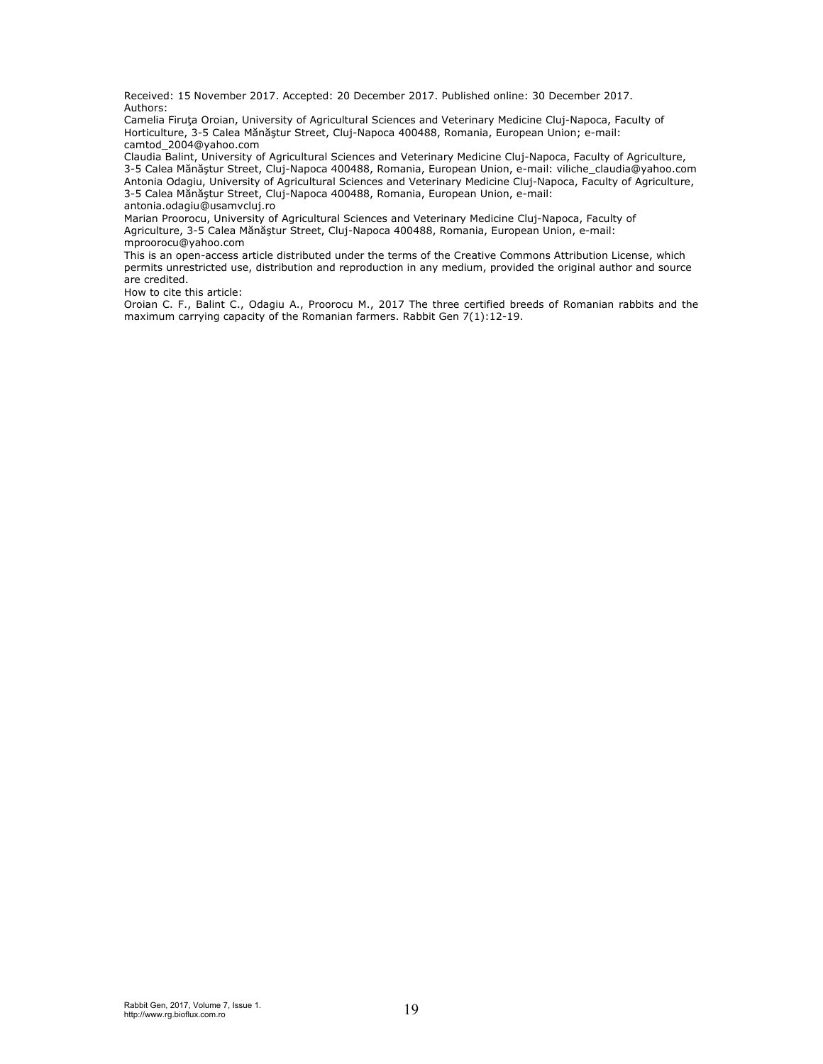Received: 15 November 2017. Accepted: 20 December 2017. Published online: 30 December 2017.
Authors:
Camelia Firuţa Oroian, University of Agricultural Sciences and Veterinary Medicine Cluj-Napoca, Faculty of Horticulture, 3-5 Calea Mănăştur Street, Cluj-Napoca 400488, Romania, European Union; e-mail: camtod_2004@yahoo.com
Claudia Balint, University of Agricultural Sciences and Veterinary Medicine Cluj-Napoca, Faculty of Agriculture, 3-5 Calea Mănăştur Street, Cluj-Napoca 400488, Romania, European Union, e-mail: viliche_claudia@yahoo.com
Antonia Odagiu, University of Agricultural Sciences and Veterinary Medicine Cluj-Napoca, Faculty of Agriculture, 3-5 Calea Mănăştur Street, Cluj-Napoca 400488, Romania, European Union, e-mail: antonia.odagiu@usamvcluj.ro
Marian Proorocu, University of Agricultural Sciences and Veterinary Medicine Cluj-Napoca, Faculty of Agriculture, 3-5 Calea Mănăştur Street, Cluj-Napoca 400488, Romania, European Union, e-mail: mproorocu@yahoo.com
This is an open-access article distributed under the terms of the Creative Commons Attribution License, which permits unrestricted use, distribution and reproduction in any medium, provided the original author and source are credited.
How to cite this article:
Oroian C. F., Balint C., Odagiu A., Proorocu M., 2017 The three certified breeds of Romanian rabbits and the maximum carrying capacity of the Romanian farmers. Rabbit Gen 7(1):12-19.